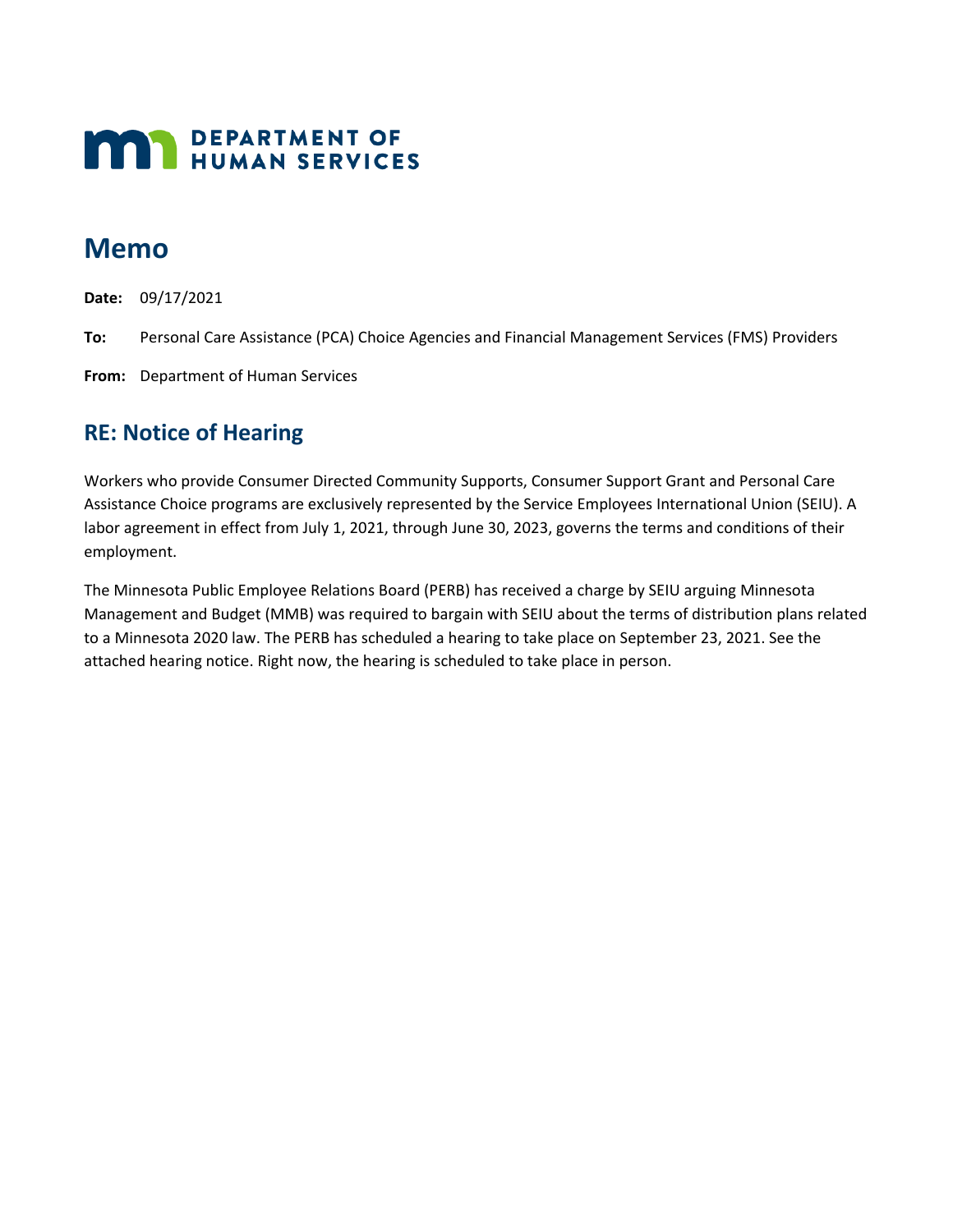**DEPARTMENT OF HUMAN SERVICES**

# Memo

**Date:** 09/17/2021

**To:** Personal Care Assistance (PCA) Choice Agencies and Financial Management Services (FMS) Providers

**From:** Department of Human Services

## RE: Notice of Hearing

Workers who provide Consumer Directed Community Supports, Consumer Support Grant and Personal Care Assistance Choice programs are exclusively represented by the Service Employees International Union (SEIU). A labor agreement in effect from July 1, 2021, through June 30, 2023, governs the terms and conditions of their employment.

The Minnesota Public Employee Relations Board (PERB) has received a charge by SEIU arguing Minnesota Management and Budget (MMB) was required to bargain with SEIU about the terms of distribution plans related to a Minnesota 2020 law. The PERB has scheduled a hearing to take place on September 23, 2021. See the attached hearing notice. Right now, the hearing is scheduled to take place in person.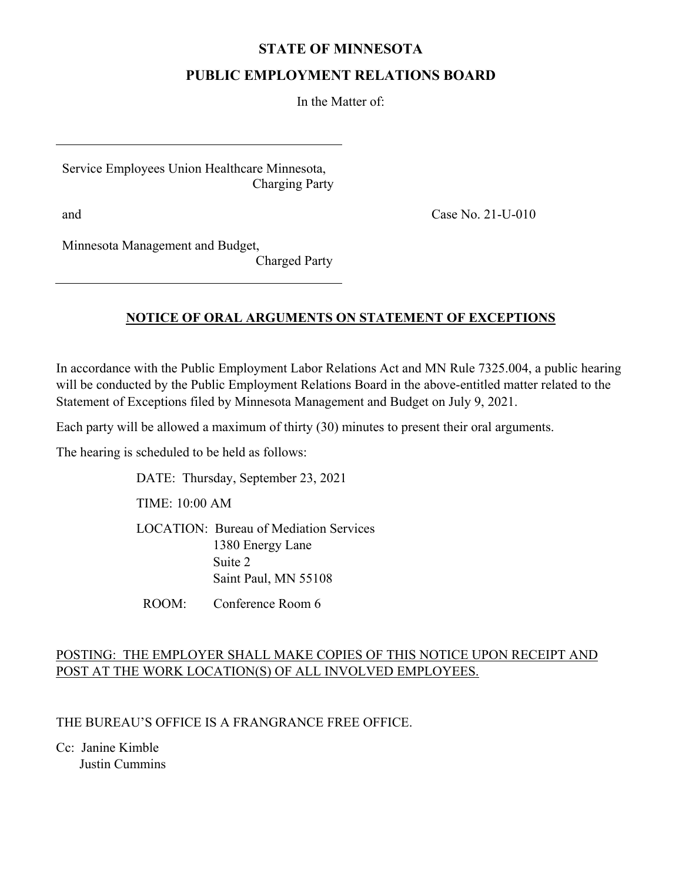**STATE OF MINNESOTA**

**PUBLIC EMPLOYMENT RELATIONS BOARD**

In the Matter of:

---

Service Employees Union Healthcare Minnesota,
Charging Party

and

Case No. 21-U-010

Minnesota Management and Budget,
Charged Party

---

## NOTICE OF ORAL ARGUMENTS ON STATEMENT OF EXCEPTIONS

In accordance with the Public Employment Labor Relations Act and MN Rule 7325.004, a public hearing will be conducted by the Public Employment Relations Board in the above-entitled matter related to the Statement of Exceptions filed by Minnesota Management and Budget on July 9, 2021.

Each party will be allowed a maximum of thirty (30) minutes to present their oral arguments.

The hearing is scheduled to be held as follows:

DATE: Thursday, September 23, 2021

TIME: 10:00 AM

LOCATION: Bureau of Mediation Services
1380 Energy Lane
Suite 2
Saint Paul, MN 55108

ROOM: Conference Room 6

POSTING: THE EMPLOYER SHALL MAKE COPIES OF THIS NOTICE UPON RECEIPT AND POST AT THE WORK LOCATION(S) OF ALL INVOLVED EMPLOYEES.

THE BUREAU'S OFFICE IS A FRANGRANCE FREE OFFICE.

Cc: Janine Kimble
Justin Cummins